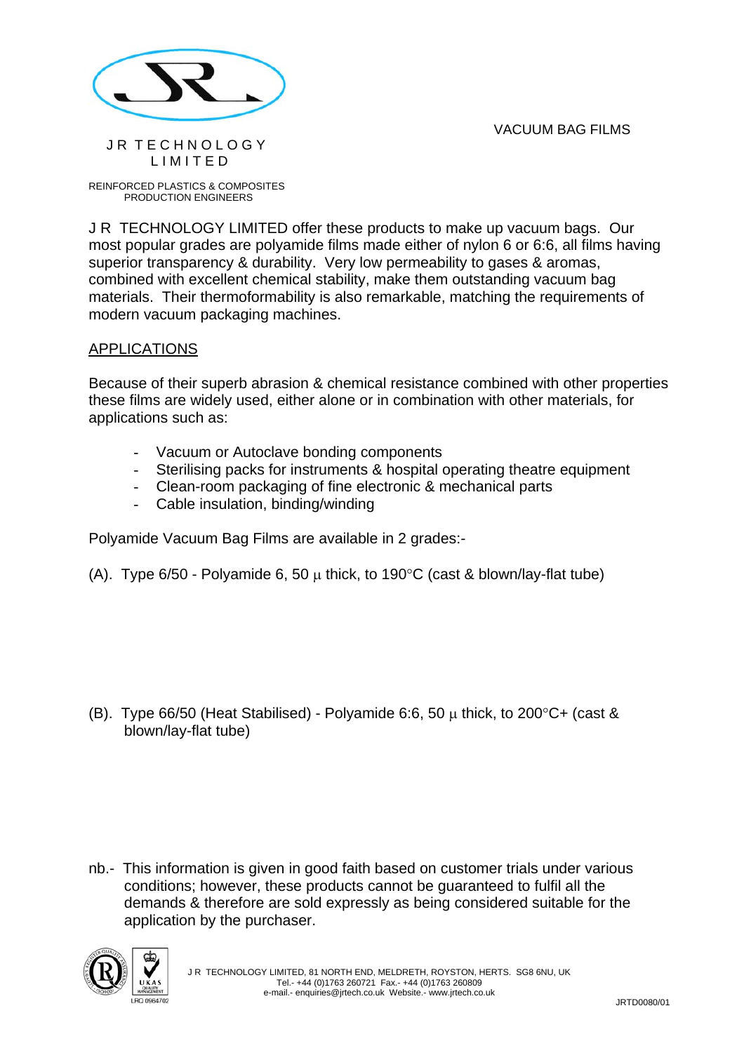J R TECHNOLOGY LIMITED

REINFORCED PLASTICS & COMPOSITES PRODUCTION ENGINEERS

# VACUUM BAG FILMS

J R TECHNOLOGY LIMITED offer these products to make up vacuum bags. Our most popular grades are polyamide films made either of nylon 6 or 6:6, all films having superior transparency & durability. Very low permeability to gases & aromas, combined with excellent chemical stability, make them outstanding vacuum bag materials. Their thermoformability is also remarkable, matching the requirements of modern vacuum packaging machines.

## APPLICATIONS

Because of their superb abrasion & chemical resistance combined with other properties these films are widely used, either alone or in combination with other materials, for applications such as:

- Vacuum or Autoclave bonding components
- Sterilising packs for instruments & hospital operating theatre equipment
- Clean-room packaging of fine electronic & mechanical parts
- Cable insulation, binding/winding

Polyamide Vacuum Bag Films are available in 2 grades:-

(A). Type 6/50 - Polyamide 6, 50 μ thick, to 190°C (cast & blown/lay-flat tube)

(B). Type 66/50 (Heat Stabilised) - Polyamide 6:6, 50 μ thick, to 200°C+ (cast & blown/lay-flat tube)

nb.- This information is given in good faith based on customer trials under various conditions; however, these products cannot be guaranteed to fulfil all the demands & therefore are sold expressly as being considered suitable for the application by the purchaser.

J R TECHNOLOGY LIMITED, 81 NORTH END, MELDRETH, ROYSTON, HERTS. SG8 6NU, UK
Tel.- +44 (0)1763 260721 Fax.- +44 (0)1763 260809
e-mail.- enquiries@jrtech.co.uk Website.- www.jrtech.co.uk

JRTD0080/01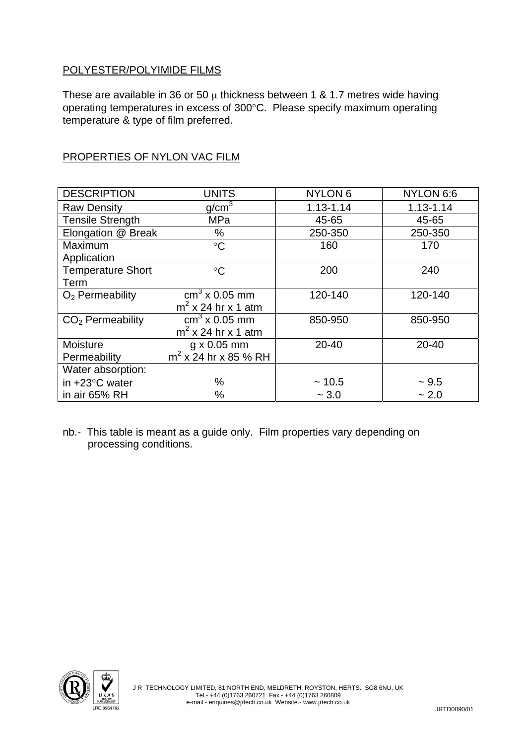## POLYESTER/POLYIMIDE FILMS

These are available in 36 or 50 μ thickness between 1 & 1.7 metres wide having operating temperatures in excess of 300°C. Please specify maximum operating temperature & type of film preferred.

## PROPERTIES OF NYLON VAC FILM

| DESCRIPTION | UNITS | NYLON 6 | NYLON 6:6 |
|---|---|---|---|
| Raw Density | $g/cm^3$ | 1.13-1.14 | 1.13-1.14 |
| Tensile Strength | MPa | 45-65 | 45-65 |
| Elongation @ Break | % | 250-350 | 250-350 |
| Maximum Application | °C | 160 | 170 |
| Temperature Short Term | °C | 200 | 240 |
| $O_2$ Permeability | $\frac{cm^3 \times 0.05\ mm}{m^2 \times 24\ hr \times 1\ atm}$ | 120-140 | 120-140 |
| $CO_2$ Permeability | $\frac{cm^3 \times 0.05\ mm}{m^2 \times 24\ hr \times 1\ atm}$ | 850-950 | 850-950 |
| Moisture Permeability | $\frac{g \times 0.05\ mm}{m^2 \times 24\ hr \times 85\ \%\ RH}$ | 20-40 | 20-40 |
| Water absorption: | | | |
| in +23°C water | % | ~ 10.5 | ~ 9.5 |
| in air 65% RH | % | ~ 3.0 | ~ 2.0 |

nb.- This table is meant as a guide only. Film properties vary depending on processing conditions.

J R TECHNOLOGY LIMITED, 81 NORTH END, MELDRETH, ROYSTON, HERTS. SG8 6NU, UK
Tel.- +44 (0)1763 260721 Fax.- +44 (0)1763 260809
e-mail.- enquiries@jrtech.co.uk Website.- www.jrtech.co.uk

LRQ 0964702

JRTD0090/01